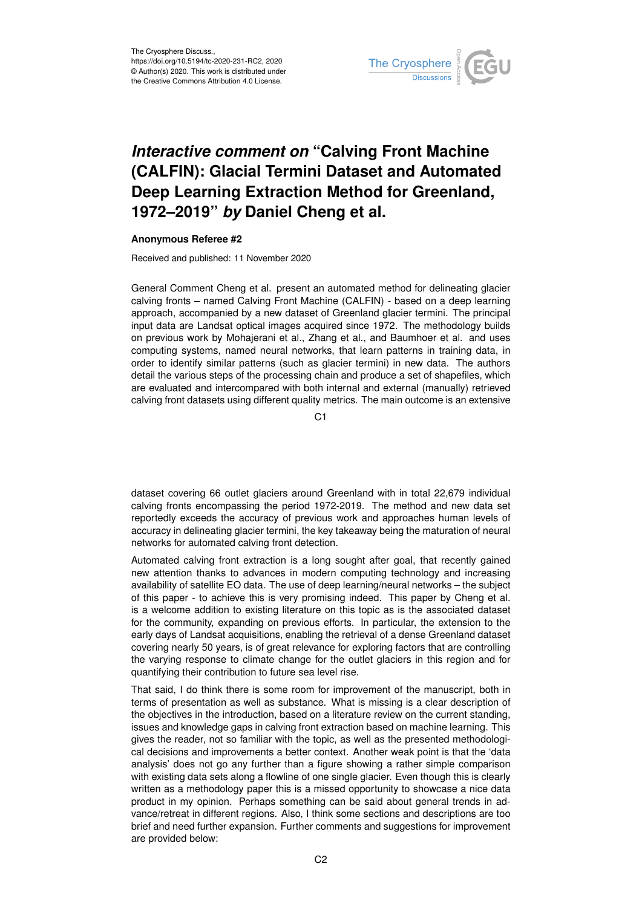The Cryosphere Discuss.,
https://doi.org/10.5194/tc-2020-231-RC2, 2020
© Author(s) 2020. This work is distributed under
the Creative Commons Attribution 4.0 License.

# *Interactive comment on* "Calving Front Machine (CALFIN): Glacial Termini Dataset and Automated Deep Learning Extraction Method for Greenland, 1972–2019" *by* Daniel Cheng et al.

**Anonymous Referee #2**

Received and published: 11 November 2020

General Comment Cheng et al. present an automated method for delineating glacier calving fronts – named Calving Front Machine (CALFIN) - based on a deep learning approach, accompanied by a new dataset of Greenland glacier termini. The principal input data are Landsat optical images acquired since 1972. The methodology builds on previous work by Mohajerani et al., Zhang et al., and Baumhoer et al. and uses computing systems, named neural networks, that learn patterns in training data, in order to identify similar patterns (such as glacier termini) in new data. The authors detail the various steps of the processing chain and produce a set of shapefiles, which are evaluated and intercompared with both internal and external (manually) retrieved calving front datasets using different quality metrics. The main outcome is an extensive dataset covering 66 outlet glaciers around Greenland with in total 22,679 individual calving fronts encompassing the period 1972-2019. The method and new data set reportedly exceeds the accuracy of previous work and approaches human levels of accuracy in delineating glacier termini, the key takeaway being the maturation of neural networks for automated calving front detection.

Automated calving front extraction is a long sought after goal, that recently gained new attention thanks to advances in modern computing technology and increasing availability of satellite EO data. The use of deep learning/neural networks – the subject of this paper - to achieve this is very promising indeed. This paper by Cheng et al. is a welcome addition to existing literature on this topic as is the associated dataset for the community, expanding on previous efforts. In particular, the extension to the early days of Landsat acquisitions, enabling the retrieval of a dense Greenland dataset covering nearly 50 years, is of great relevance for exploring factors that are controlling the varying response to climate change for the outlet glaciers in this region and for quantifying their contribution to future sea level rise.

That said, I do think there is some room for improvement of the manuscript, both in terms of presentation as well as substance. What is missing is a clear description of the objectives in the introduction, based on a literature review on the current standing, issues and knowledge gaps in calving front extraction based on machine learning. This gives the reader, not so familiar with the topic, as well as the presented methodological decisions and improvements a better context. Another weak point is that the 'data analysis' does not go any further than a figure showing a rather simple comparison with existing data sets along a flowline of one single glacier. Even though this is clearly written as a methodology paper this is a missed opportunity to showcase a nice data product in my opinion. Perhaps something can be said about general trends in advance/retreat in different regions. Also, I think some sections and descriptions are too brief and need further expansion. Further comments and suggestions for improvement are provided below: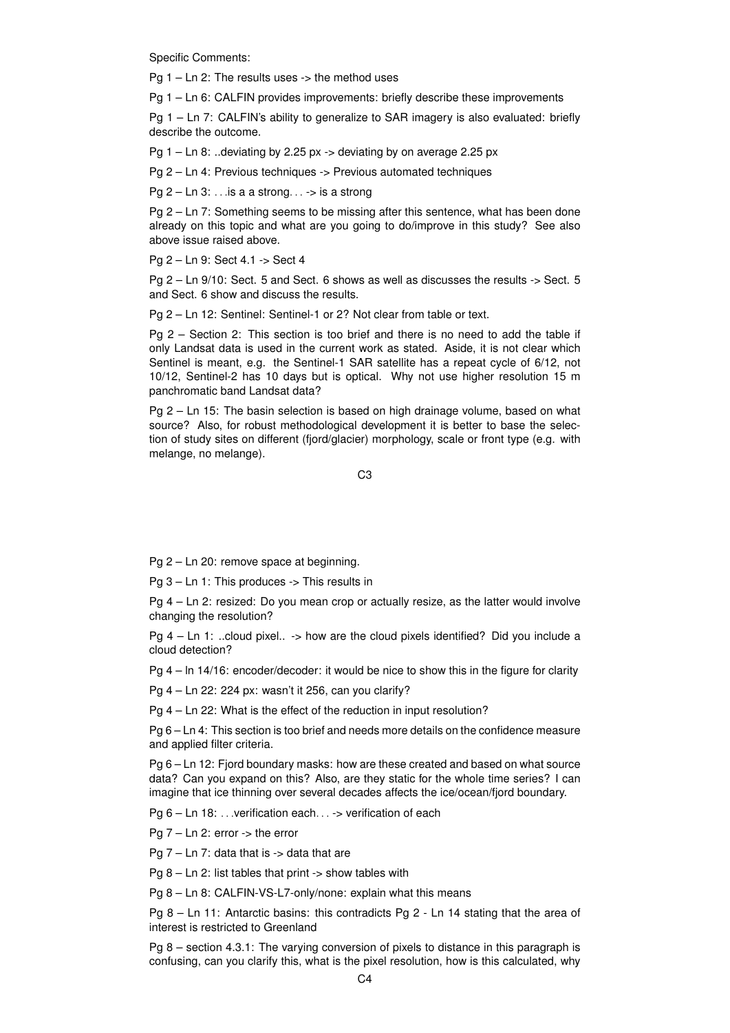Specific Comments:

Pg 1 – Ln 2: The results uses -> the method uses

Pg 1 – Ln 6: CALFIN provides improvements: briefly describe these improvements

Pg 1 – Ln 7: CALFIN's ability to generalize to SAR imagery is also evaluated: briefly describe the outcome.

Pg 1 – Ln 8: ..deviating by 2.25 px -> deviating by on average 2.25 px

Pg 2 – Ln 4: Previous techniques -> Previous automated techniques

Pg 2 – Ln 3: . . .is a a strong. . . -> is a strong

Pg 2 – Ln 7: Something seems to be missing after this sentence, what has been done already on this topic and what are you going to do/improve in this study? See also above issue raised above.

Pg 2 – Ln 9: Sect 4.1 -> Sect 4

Pg 2 – Ln 9/10: Sect. 5 and Sect. 6 shows as well as discusses the results -> Sect. 5 and Sect. 6 show and discuss the results.

Pg 2 – Ln 12: Sentinel: Sentinel-1 or 2? Not clear from table or text.

Pg 2 – Section 2: This section is too brief and there is no need to add the table if only Landsat data is used in the current work as stated. Aside, it is not clear which Sentinel is meant, e.g. the Sentinel-1 SAR satellite has a repeat cycle of 6/12, not 10/12, Sentinel-2 has 10 days but is optical. Why not use higher resolution 15 m panchromatic band Landsat data?

Pg 2 – Ln 15: The basin selection is based on high drainage volume, based on what source? Also, for robust methodological development it is better to base the selection of study sites on different (fjord/glacier) morphology, scale or front type (e.g. with melange, no melange).

Pg 2 – Ln 20: remove space at beginning.

Pg 3 – Ln 1: This produces -> This results in

Pg 4 – Ln 2: resized: Do you mean crop or actually resize, as the latter would involve changing the resolution?

Pg 4 – Ln 1: ..cloud pixel.. -> how are the cloud pixels identified? Did you include a cloud detection?

Pg 4 – ln 14/16: encoder/decoder: it would be nice to show this in the figure for clarity

Pg 4 – Ln 22: 224 px: wasn't it 256, can you clarify?

Pg 4 – Ln 22: What is the effect of the reduction in input resolution?

Pg 6 – Ln 4: This section is too brief and needs more details on the confidence measure and applied filter criteria.

Pg 6 – Ln 12: Fjord boundary masks: how are these created and based on what source data? Can you expand on this? Also, are they static for the whole time series? I can imagine that ice thinning over several decades affects the ice/ocean/fjord boundary.

Pg 6 – Ln 18: . . .verification each. . . -> verification of each

Pg 7 – Ln 2: error -> the error

Pg 7 – Ln 7: data that is -> data that are

Pg 8 – Ln 2: list tables that print -> show tables with

Pg 8 – Ln 8: CALFIN-VS-L7-only/none: explain what this means

Pg 8 – Ln 11: Antarctic basins: this contradicts Pg 2 - Ln 14 stating that the area of interest is restricted to Greenland

Pg 8 – section 4.3.1: The varying conversion of pixels to distance in this paragraph is confusing, can you clarify this, what is the pixel resolution, how is this calculated, why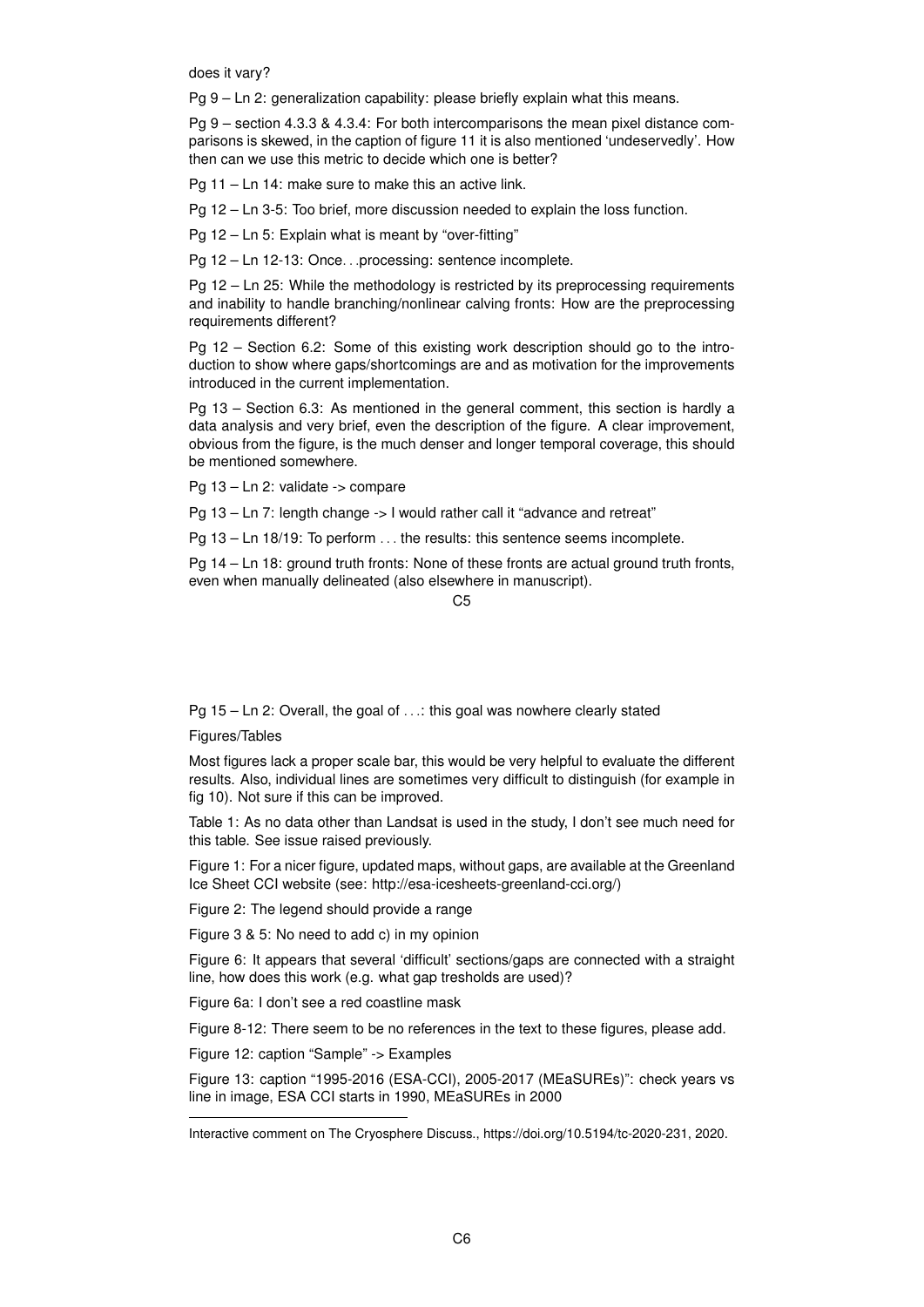does it vary?

Pg 9 – Ln 2: generalization capability: please briefly explain what this means.

Pg 9 – section 4.3.3 & 4.3.4: For both intercomparisons the mean pixel distance comparisons is skewed, in the caption of figure 11 it is also mentioned 'undeservedly'. How then can we use this metric to decide which one is better?

Pg 11 – Ln 14: make sure to make this an active link.

Pg 12 – Ln 3-5: Too brief, more discussion needed to explain the loss function.

Pg 12 – Ln 5: Explain what is meant by "over-fitting"

Pg 12 – Ln 12-13: Once. . .processing: sentence incomplete.

Pg 12 – Ln 25: While the methodology is restricted by its preprocessing requirements and inability to handle branching/nonlinear calving fronts: How are the preprocessing requirements different?

Pg 12 – Section 6.2: Some of this existing work description should go to the introduction to show where gaps/shortcomings are and as motivation for the improvements introduced in the current implementation.

Pg 13 – Section 6.3: As mentioned in the general comment, this section is hardly a data analysis and very brief, even the description of the figure. A clear improvement, obvious from the figure, is the much denser and longer temporal coverage, this should be mentioned somewhere.

Pg 13 – Ln 2: validate -> compare

Pg 13 – Ln 7: length change -> I would rather call it "advance and retreat"

Pg 13 – Ln 18/19: To perform . . . the results: this sentence seems incomplete.

Pg 14 – Ln 18: ground truth fronts: None of these fronts are actual ground truth fronts, even when manually delineated (also elsewhere in manuscript).

Pg 15 – Ln 2: Overall, the goal of . . .: this goal was nowhere clearly stated

Figures/Tables

Most figures lack a proper scale bar, this would be very helpful to evaluate the different results. Also, individual lines are sometimes very difficult to distinguish (for example in fig 10). Not sure if this can be improved.

Table 1: As no data other than Landsat is used in the study, I don't see much need for this table. See issue raised previously.

Figure 1: For a nicer figure, updated maps, without gaps, are available at the Greenland Ice Sheet CCI website (see: http://esa-icesheets-greenland-cci.org/)

Figure 2: The legend should provide a range

Figure 3 & 5: No need to add c) in my opinion

Figure 6: It appears that several 'difficult' sections/gaps are connected with a straight line, how does this work (e.g. what gap tresholds are used)?

Figure 6a: I don't see a red coastline mask

Figure 8-12: There seem to be no references in the text to these figures, please add.

Figure 12: caption "Sample" -> Examples

Figure 13: caption "1995-2016 (ESA-CCI), 2005-2017 (MEaSUREs)": check years vs line in image, ESA CCI starts in 1990, MEaSUREs in 2000

---

Interactive comment on The Cryosphere Discuss., https://doi.org/10.5194/tc-2020-231, 2020.